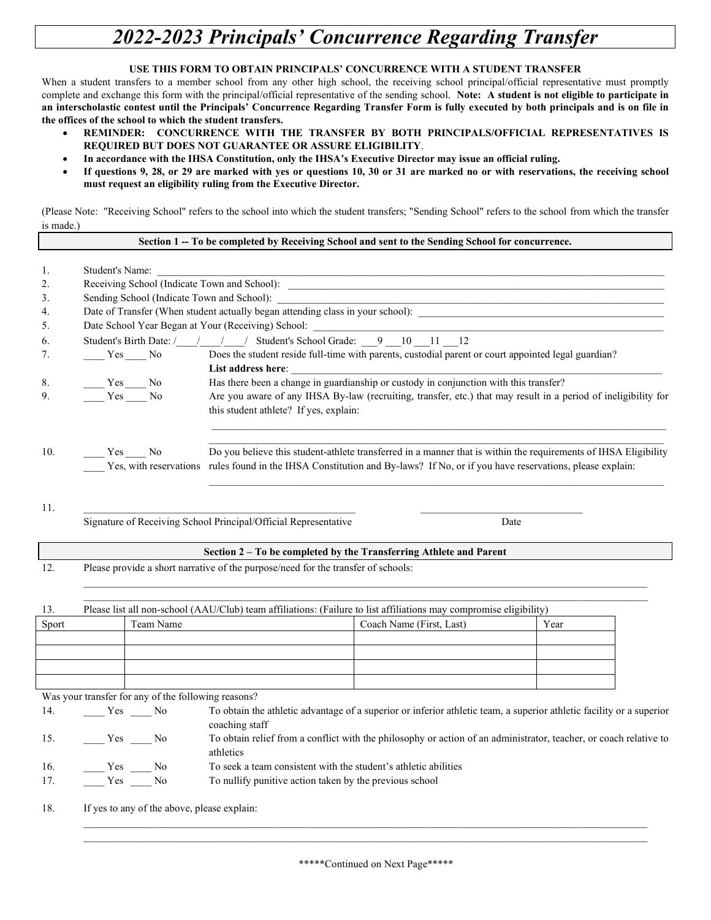# *2022-2023 Principals' Concurrence Regarding Transfer*

**USE THIS FORM TO OBTAIN PRINCIPALS' CONCURRENCE WITH A STUDENT TRANSFER**

When a student transfers to a member school from any other high school, the receiving school principal/official representative must promptly complete and exchange this form with the principal/official representative of the sending school. **Note: A student is not eligible to participate in an interscholastic contest until the Principals' Concurrence Regarding Transfer Form is fully executed by both principals and is on file in the offices of the school to which the student transfers.**

- **REMINDER: CONCURRENCE WITH THE TRANSFER BY BOTH PRINCIPALS/OFFICIAL REPRESENTATIVES IS REQUIRED BUT DOES NOT GUARANTEE OR ASSURE ELIGIBILITY**.
- **In accordance with the IHSA Constitution, only the IHSA's Executive Director may issue an official ruling.**
- **If questions 9, 28, or 29 are marked with yes or questions 10, 30 or 31 are marked no or with reservations, the receiving school must request an eligibility ruling from the Executive Director.**

(Please Note: "Receiving School" refers to the school into which the student transfers; "Sending School" refers to the school from which the transfer is made.)

**Section 1 -- To be completed by Receiving School and sent to the Sending School for concurrence.**

1. Student's Name: ____________________
2. Receiving School (Indicate Town and School): ____________________
3. Sending School (Indicate Town and School): ____________________
4. Date of Transfer (When student actually began attending class in your school): ____________________
5. Date School Year Began at Your (Receiving) School: ____________________
6. Student's Birth Date: /____/____/____/ Student's School Grade: ___9 ___10 ___11 ___12
7. ____ Yes ____ No Does the student reside full-time with parents, custodial parent or court appointed legal guardian? **List address here**: ____________________
8. ____ Yes ____ No Has there been a change in guardianship or custody in conjunction with this transfer?
9. ____ Yes ____ No Are you aware of any IHSA By-law (recruiting, transfer, etc.) that may result in a period of ineligibility for this student athlete? If yes, explain:
____________________
____________________
10. ____ Yes ____ No ____ Yes, with reservations Do you believe this student-athlete transferred in a manner that is within the requirements of IHSA Eligibility rules found in the IHSA Constitution and By-laws? If No, or if you have reservations, please explain:
____________________
11. ____________________ Signature of Receiving School Principal/Official Representative ____________________ Date

**Section 2 – To be completed by the Transferring Athlete and Parent**

12. Please provide a short narrative of the purpose/need for the transfer of schools:
____________________
____________________
13. Please list all non-school (AAU/Club) team affiliations: (Failure to list affiliations may compromise eligibility)

| Sport | Team Name | Coach Name (First, Last) | Year |
|---|---|---|---|
| | | | |
| | | | |
| | | | |
| | | | |

Was your transfer for any of the following reasons?

14. ____ Yes ____ No To obtain the athletic advantage of a superior or inferior athletic team, a superior athletic facility or a superior coaching staff
15. ____ Yes ____ No To obtain relief from a conflict with the philosophy or action of an administrator, teacher, or coach relative to athletics
16. ____ Yes ____ No To seek a team consistent with the student's athletic abilities
17. ____ Yes ____ No To nullify punitive action taken by the previous school
18. If yes to any of the above, please explain:
____________________
____________________

\*\*\*\*\*Continued on Next Page\*\*\*\*\*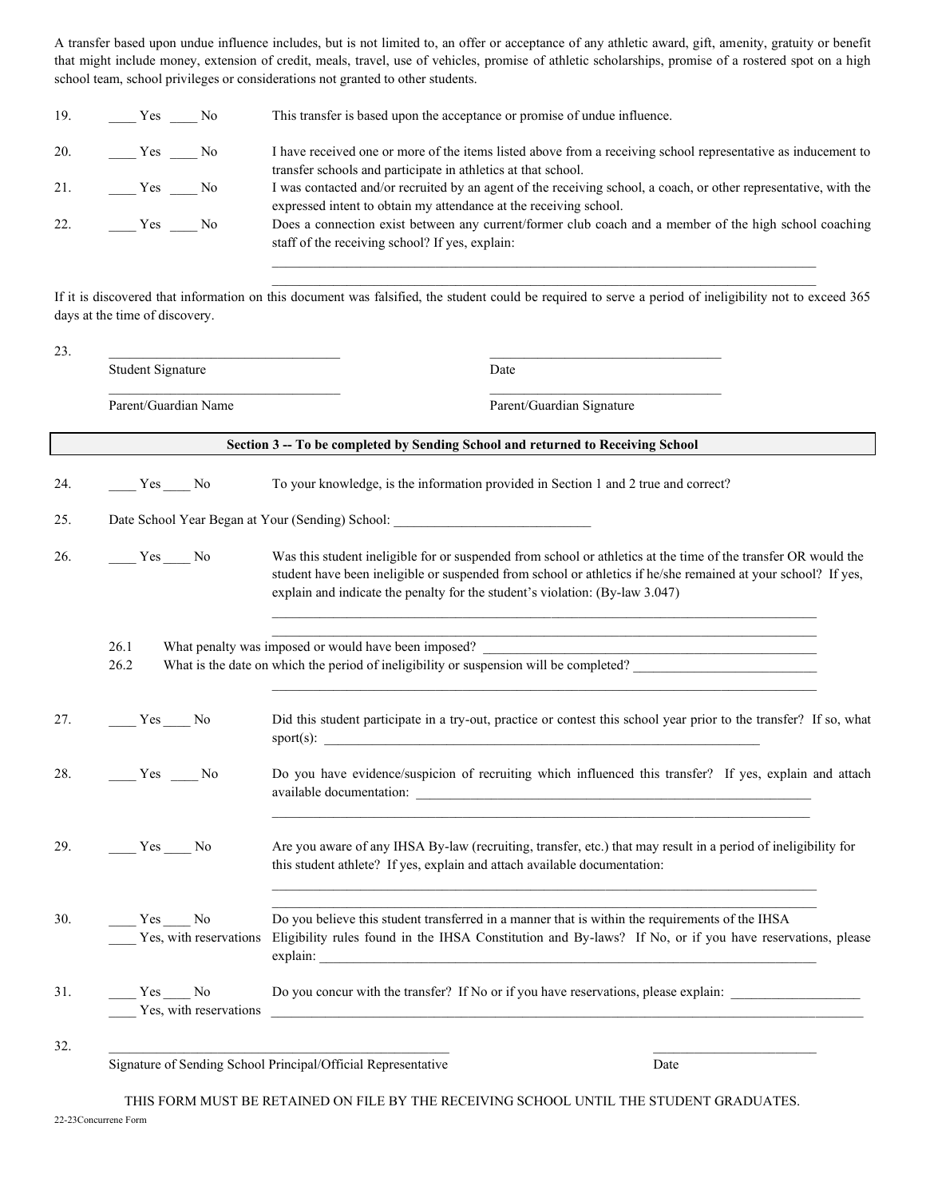A transfer based upon undue influence includes, but is not limited to, an offer or acceptance of any athletic award, gift, amenity, gratuity or benefit that might include money, extension of credit, meals, travel, use of vehicles, promise of athletic scholarships, promise of a rostered spot on a high school team, school privileges or considerations not granted to other students.

19. ____ Yes ____ No — This transfer is based upon the acceptance or promise of undue influence.

20. ____ Yes ____ No — I have received one or more of the items listed above from a receiving school representative as inducement to transfer schools and participate in athletics at that school.

21. ____ Yes ____ No — I was contacted and/or recruited by an agent of the receiving school, a coach, or other representative, with the expressed intent to obtain my attendance at the receiving school.

22. ____ Yes ____ No — Does a connection exist between any current/former club coach and a member of the high school coaching staff of the receiving school? If yes, explain:

______________________________________________________________________________

______________________________________________________________________________

If it is discovered that information on this document was falsified, the student could be required to serve a period of ineligibility not to exceed 365 days at the time of discovery.

23. ________________________________ ________________________________

Student Signature — Date

________________________________ ________________________________

Parent/Guardian Name — Parent/Guardian Signature

## Section 3 -- To be completed by Sending School and returned to Receiving School

24. ____ Yes ____ No — To your knowledge, is the information provided in Section 1 and 2 true and correct?

25. Date School Year Began at Your (Sending) School: ____________________________

26. ____ Yes ____ No — Was this student ineligible for or suspended from school or athletics at the time of the transfer OR would the student have been ineligible or suspended from school or athletics if he/she remained at your school? If yes, explain and indicate the penalty for the student's violation: (By-law 3.047)

______________________________________________________________________________

______________________________________________________________________________

26.1 What penalty was imposed or would have been imposed? ______________________________________

26.2 What is the date on which the period of ineligibility or suspension will be completed? ________________________

______________________________________________________________________________

27. ____ Yes ____ No — Did this student participate in a try-out, practice or contest this school year prior to the transfer? If so, what sport(s): ________________________________________________________________

28. ____ Yes ____ No — Do you have evidence/suspicion of recruiting which influenced this transfer? If yes, explain and attach available documentation: __________________________________________________________

______________________________________________________________________________

29. ____ Yes ____ No — Are you aware of any IHSA By-law (recruiting, transfer, etc.) that may result in a period of ineligibility for this student athlete? If yes, explain and attach available documentation:

______________________________________________________________________________

______________________________________________________________________________

30. ____ Yes ____ No ____ Yes, with reservations — Do you believe this student transferred in a manner that is within the requirements of the IHSA Eligibility rules found in the IHSA Constitution and By-laws? If No, or if you have reservations, please explain: ________________________________________________________________________

31. ____ Yes ____ No ____ Yes, with reservations — Do you concur with the transfer? If No or if you have reservations, please explain: ___________________

______________________________________________________________________________

32. __________________________________________________ ________________________

Signature of Sending School Principal/Official Representative — Date

THIS FORM MUST BE RETAINED ON FILE BY THE RECEIVING SCHOOL UNTIL THE STUDENT GRADUATES.

22-23Concurrene Form